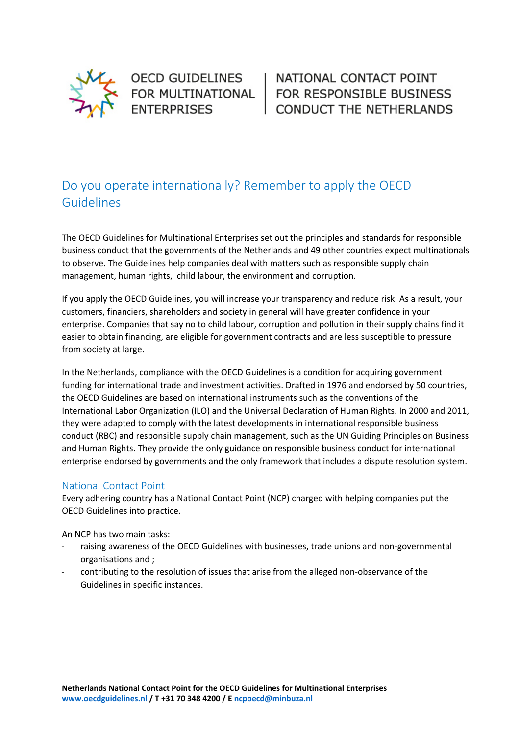OECD GUIDELINES FOR MULTINATIONAL ENTERPRISES | NATIONAL CONTACT POINT FOR RESPONSIBLE BUSINESS CONDUCT THE NETHERLANDS

# Do you operate internationally? Remember to apply the OECD Guidelines

The OECD Guidelines for Multinational Enterprises set out the principles and standards for responsible business conduct that the governments of the Netherlands and 49 other countries expect multinationals to observe. The Guidelines help companies deal with matters such as responsible supply chain management, human rights, child labour, the environment and corruption.

If you apply the OECD Guidelines, you will increase your transparency and reduce risk. As a result, your customers, financiers, shareholders and society in general will have greater confidence in your enterprise. Companies that say no to child labour, corruption and pollution in their supply chains find it easier to obtain financing, are eligible for government contracts and are less susceptible to pressure from society at large.

In the Netherlands, compliance with the OECD Guidelines is a condition for acquiring government funding for international trade and investment activities. Drafted in 1976 and endorsed by 50 countries, the OECD Guidelines are based on international instruments such as the conventions of the International Labor Organization (ILO) and the Universal Declaration of Human Rights. In 2000 and 2011, they were adapted to comply with the latest developments in international responsible business conduct (RBC) and responsible supply chain management, such as the UN Guiding Principles on Business and Human Rights. They provide the only guidance on responsible business conduct for international enterprise endorsed by governments and the only framework that includes a dispute resolution system.

## National Contact Point

Every adhering country has a National Contact Point (NCP) charged with helping companies put the OECD Guidelines into practice.

An NCP has two main tasks:

- raising awareness of the OECD Guidelines with businesses, trade unions and non-governmental organisations and ;
- contributing to the resolution of issues that arise from the alleged non-observance of the Guidelines in specific instances.

**Netherlands National Contact Point for the OECD Guidelines for Multinational Enterprises**
**www.oecdguidelines.nl / T +31 70 348 4200 / E ncpoecd@minbuza.nl**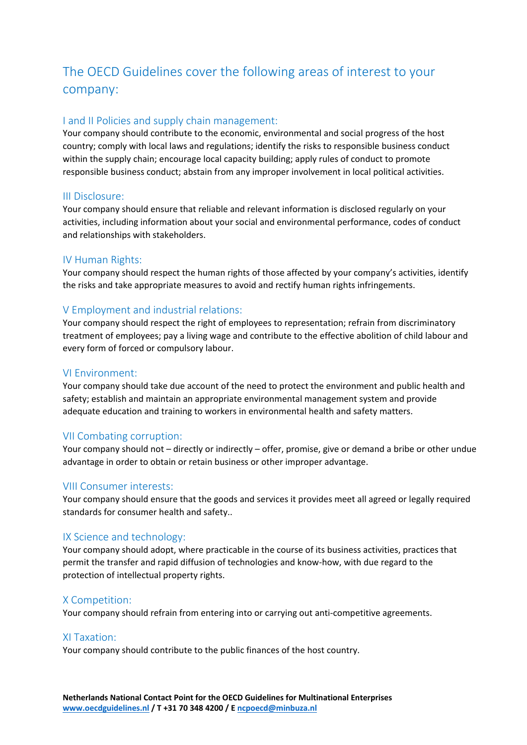# The OECD Guidelines cover the following areas of interest to your company:

## I and II Policies and supply chain management:

Your company should contribute to the economic, environmental and social progress of the host country; comply with local laws and regulations; identify the risks to responsible business conduct within the supply chain; encourage local capacity building; apply rules of conduct to promote responsible business conduct; abstain from any improper involvement in local political activities.

## III Disclosure:

Your company should ensure that reliable and relevant information is disclosed regularly on your activities, including information about your social and environmental performance, codes of conduct and relationships with stakeholders.

## IV Human Rights:

Your company should respect the human rights of those affected by your company's activities, identify the risks and take appropriate measures to avoid and rectify human rights infringements.

## V Employment and industrial relations:

Your company should respect the right of employees to representation; refrain from discriminatory treatment of employees; pay a living wage and contribute to the effective abolition of child labour and every form of forced or compulsory labour.

## VI Environment:

Your company should take due account of the need to protect the environment and public health and safety; establish and maintain an appropriate environmental management system and provide adequate education and training to workers in environmental health and safety matters.

## VII Combating corruption:

Your company should not – directly or indirectly – offer, promise, give or demand a bribe or other undue advantage in order to obtain or retain business or other improper advantage.

## VIII Consumer interests:

Your company should ensure that the goods and services it provides meet all agreed or legally required standards for consumer health and safety..

## IX Science and technology:

Your company should adopt, where practicable in the course of its business activities, practices that permit the transfer and rapid diffusion of technologies and know-how, with due regard to the protection of intellectual property rights.

## X Competition:

Your company should refrain from entering into or carrying out anti-competitive agreements.

## XI Taxation:

Your company should contribute to the public finances of the host country.

**Netherlands National Contact Point for the OECD Guidelines for Multinational Enterprises**
**www.oecdguidelines.nl / T +31 70 348 4200 / E ncpoecd@minbuza.nl**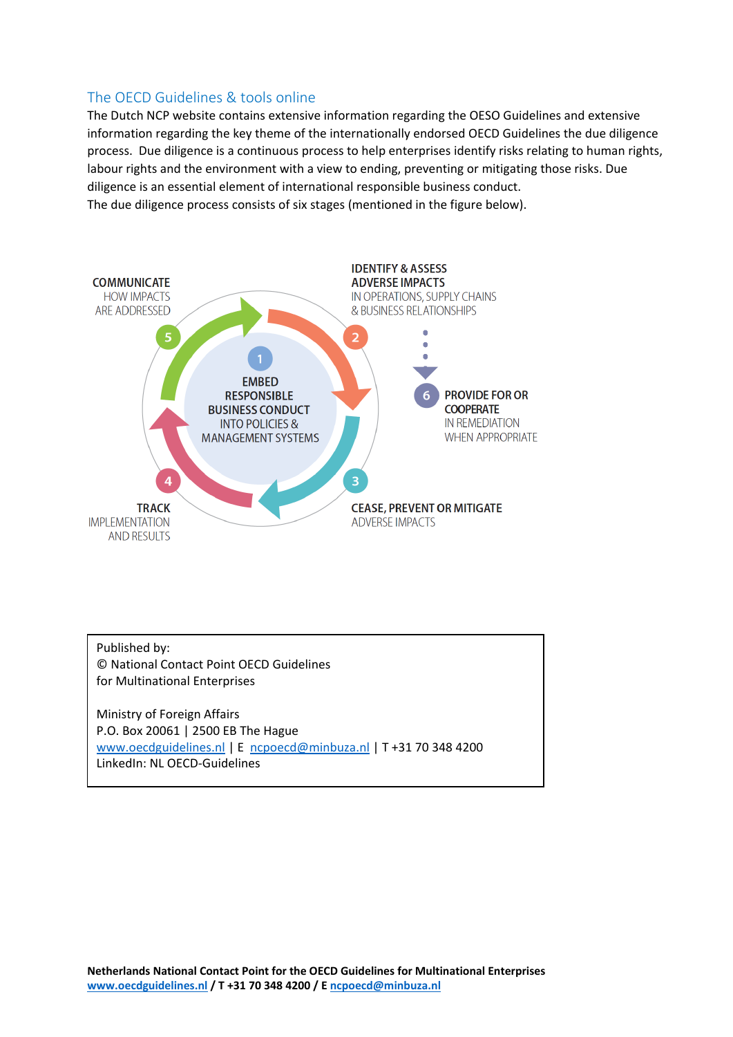## The OECD Guidelines & tools online

The Dutch NCP website contains extensive information regarding the OESO Guidelines and extensive information regarding the key theme of the internationally endorsed OECD Guidelines the due diligence process. Due diligence is a continuous process to help enterprises identify risks relating to human rights, labour rights and the environment with a view to ending, preventing or mitigating those risks. Due diligence is an essential element of international responsible business conduct.
The due diligence process consists of six stages (mentioned in the figure below).

1 EMBED RESPONSIBLE BUSINESS CONDUCT INTO POLICIES & MANAGEMENT SYSTEMS

2 IDENTIFY & ASSESS ADVERSE IMPACTS IN OPERATIONS, SUPPLY CHAINS & BUSINESS RELATIONSHIPS

3 CEASE, PREVENT OR MITIGATE ADVERSE IMPACTS

4 TRACK IMPLEMENTATION AND RESULTS

5 COMMUNICATE HOW IMPACTS ARE ADDRESSED

6 PROVIDE FOR OR COOPERATE IN REMEDIATION WHEN APPROPRIATE

Published by:
© National Contact Point OECD Guidelines
for Multinational Enterprises

Ministry of Foreign Affairs
P.O. Box 20061 | 2500 EB The Hague
www.oecdguidelines.nl | E ncpoecd@minbuza.nl | T +31 70 348 4200
LinkedIn: NL OECD-Guidelines